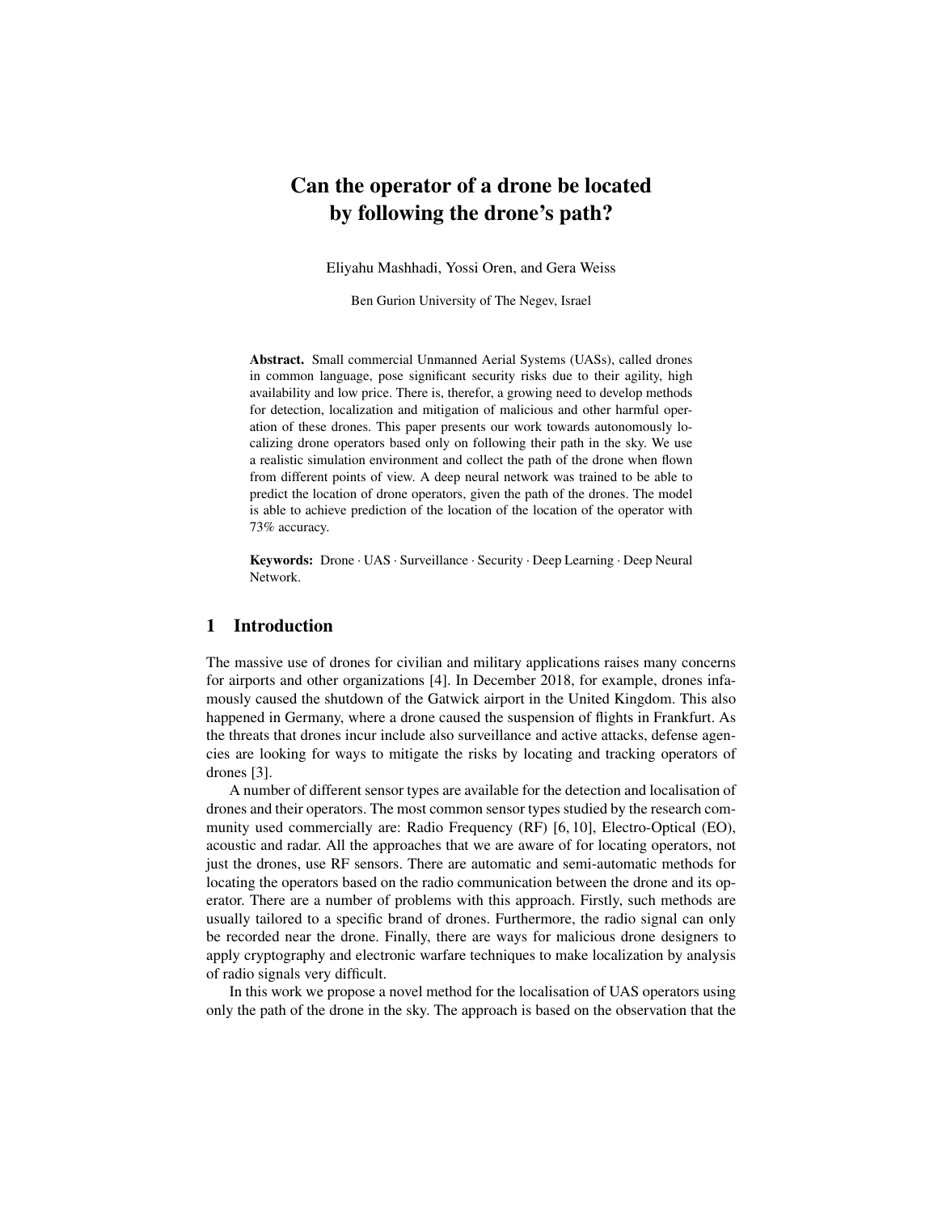# Can the operator of a drone be located by following the drone's path?

Eliyahu Mashhadi, Yossi Oren, and Gera Weiss

Ben Gurion University of The Negev, Israel

**Abstract.** Small commercial Unmanned Aerial Systems (UASs), called drones in common language, pose significant security risks due to their agility, high availability and low price. There is, therefor, a growing need to develop methods for detection, localization and mitigation of malicious and other harmful operation of these drones. This paper presents our work towards autonomously localizing drone operators based only on following their path in the sky. We use a realistic simulation environment and collect the path of the drone when flown from different points of view. A deep neural network was trained to be able to predict the location of drone operators, given the path of the drones. The model is able to achieve prediction of the location of the location of the operator with 73% accuracy.

**Keywords:** Drone · UAS · Surveillance · Security · Deep Learning · Deep Neural Network.

## 1 Introduction

The massive use of drones for civilian and military applications raises many concerns for airports and other organizations [4]. In December 2018, for example, drones infamously caused the shutdown of the Gatwick airport in the United Kingdom. This also happened in Germany, where a drone caused the suspension of flights in Frankfurt. As the threats that drones incur include also surveillance and active attacks, defense agencies are looking for ways to mitigate the risks by locating and tracking operators of drones [3].

A number of different sensor types are available for the detection and localisation of drones and their operators. The most common sensor types studied by the research community used commercially are: Radio Frequency (RF) [6, 10], Electro-Optical (EO), acoustic and radar. All the approaches that we are aware of for locating operators, not just the drones, use RF sensors. There are automatic and semi-automatic methods for locating the operators based on the radio communication between the drone and its operator. There are a number of problems with this approach. Firstly, such methods are usually tailored to a specific brand of drones. Furthermore, the radio signal can only be recorded near the drone. Finally, there are ways for malicious drone designers to apply cryptography and electronic warfare techniques to make localization by analysis of radio signals very difficult.

In this work we propose a novel method for the localisation of UAS operators using only the path of the drone in the sky. The approach is based on the observation that the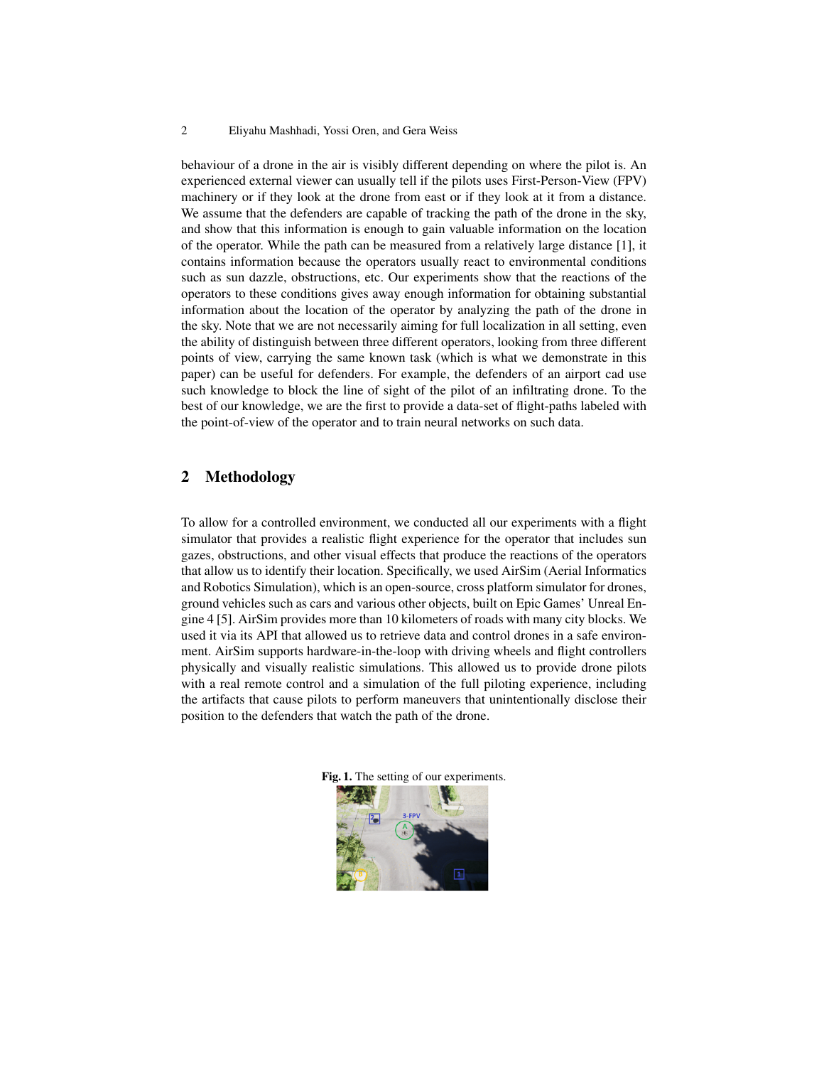behaviour of a drone in the air is visibly different depending on where the pilot is. An experienced external viewer can usually tell if the pilots uses First-Person-View (FPV) machinery or if they look at the drone from east or if they look at it from a distance. We assume that the defenders are capable of tracking the path of the drone in the sky, and show that this information is enough to gain valuable information on the location of the operator. While the path can be measured from a relatively large distance [1], it contains information because the operators usually react to environmental conditions such as sun dazzle, obstructions, etc. Our experiments show that the reactions of the operators to these conditions gives away enough information for obtaining substantial information about the location of the operator by analyzing the path of the drone in the sky. Note that we are not necessarily aiming for full localization in all setting, even the ability of distinguish between three different operators, looking from three different points of view, carrying the same known task (which is what we demonstrate in this paper) can be useful for defenders. For example, the defenders of an airport cad use such knowledge to block the line of sight of the pilot of an infiltrating drone. To the best of our knowledge, we are the first to provide a data-set of flight-paths labeled with the point-of-view of the operator and to train neural networks on such data.

## 2 Methodology

To allow for a controlled environment, we conducted all our experiments with a flight simulator that provides a realistic flight experience for the operator that includes sun gazes, obstructions, and other visual effects that produce the reactions of the operators that allow us to identify their location. Specifically, we used AirSim (Aerial Informatics and Robotics Simulation), which is an open-source, cross platform simulator for drones, ground vehicles such as cars and various other objects, built on Epic Games' Unreal Engine 4 [5]. AirSim provides more than 10 kilometers of roads with many city blocks. We used it via its API that allowed us to retrieve data and control drones in a safe environment. AirSim supports hardware-in-the-loop with driving wheels and flight controllers physically and visually realistic simulations. This allowed us to provide drone pilots with a real remote control and a simulation of the full piloting experience, including the artifacts that cause pilots to perform maneuvers that unintentionally disclose their position to the defenders that watch the path of the drone.

**Fig. 1.** The setting of our experiments.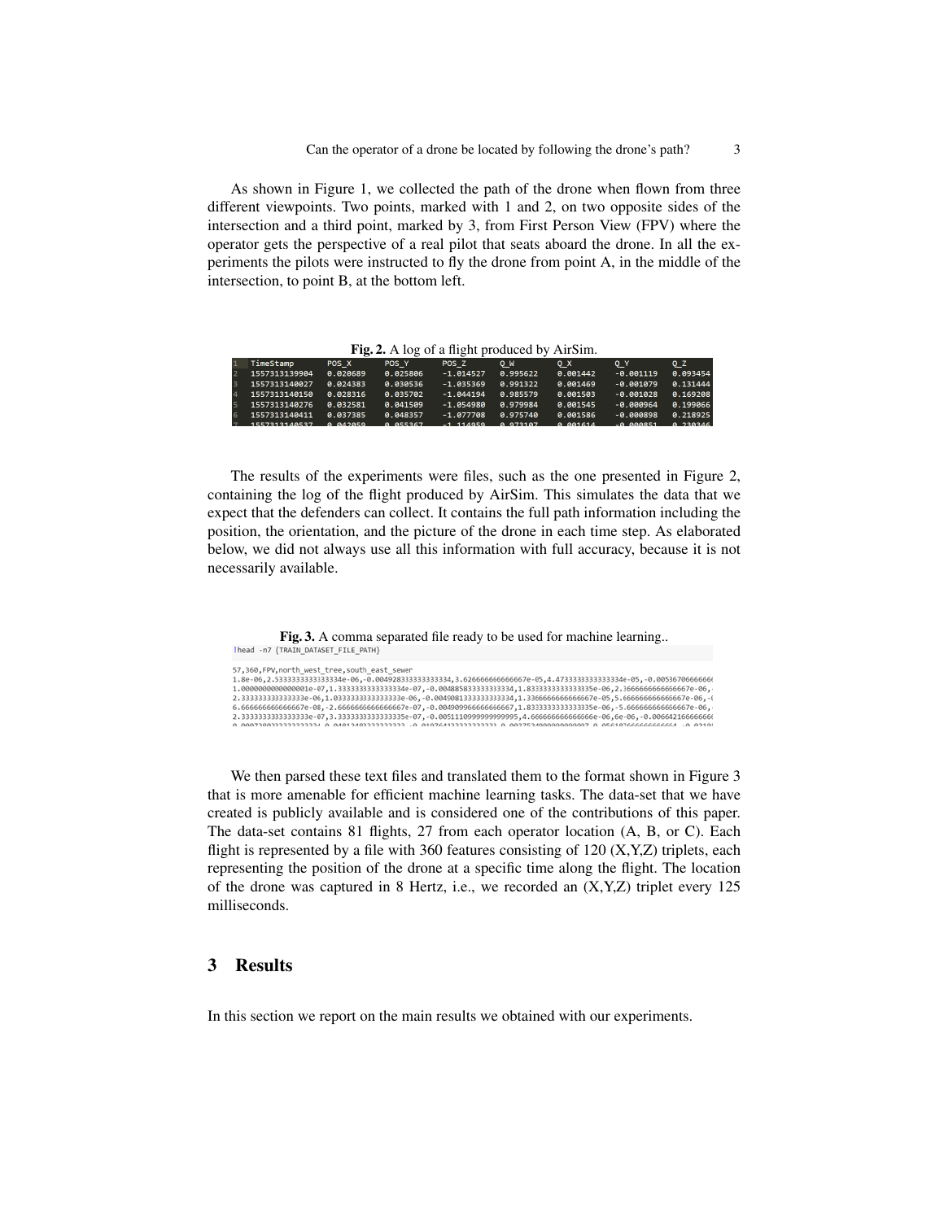As shown in Figure 1, we collected the path of the drone when flown from three different viewpoints. Two points, marked with 1 and 2, on two opposite sides of the intersection and a third point, marked by 3, from First Person View (FPV) where the operator gets the perspective of a real pilot that seats aboard the drone. In all the experiments the pilots were instructed to fly the drone from point A, in the middle of the intersection, to point B, at the bottom left.

**Fig. 2.** A log of a flight produced by AirSim.

| | TimeStamp | POS_X | POS_Y | POS_Z | Q_W | Q_X | Q_Y | Q_Z |
|---|---|---|---|---|---|---|---|---|
| 1 | | | | | | | | |
| 2 | 1557313139904 | 0.020689 | 0.025806 | -1.014527 | 0.995622 | 0.001442 | -0.001119 | 0.093454 |
| 3 | 1557313140027 | 0.024383 | 0.030536 | -1.035369 | 0.991322 | 0.001469 | -0.001079 | 0.131444 |
| 4 | 1557313140150 | 0.028316 | 0.035702 | -1.044194 | 0.985579 | 0.001503 | -0.001028 | 0.169208 |
| 5 | 1557313140276 | 0.032581 | 0.041509 | -1.054980 | 0.979984 | 0.001545 | -0.000964 | 0.199066 |
| 6 | 1557313140411 | 0.037385 | 0.048357 | -1.077708 | 0.975740 | 0.001586 | -0.000898 | 0.218925 |
| 7 | 1557313140537 | 0.042059 | 0.055367 | -1.114959 | 0.973107 | 0.001614 | -0.000851 | 0.230346 |

The results of the experiments were files, such as the one presented in Figure 2, containing the log of the flight produced by AirSim. This simulates the data that we expect that the defenders can collect. It contains the full path information including the position, the orientation, and the picture of the drone in each time step. As elaborated below, we did not always use all this information with full accuracy, because it is not necessarily available.

**Fig. 3.** A comma separated file ready to be used for machine learning..

```
!head -n7 {TRAIN_DATASET_FILE_PATH}

57,360,FPV,north_west_tree,south_east_sewer
1.8e-06,2.5333333333333334e-06,-0.004928333333333334,3.626666666666667e-05,4.473333333333334e-05,-0.00536706666666
1.0000000000000001e-07,1.3333333333333334e-07,-0.004885833333333334,1.8333333333333335e-06,2.3666666666666667e-06,
2.333333333333333e-06,1.0333333333333333e-06,-0.004908133333333334,1.3366666666666667e-05,5.666666666666667e-06,-(
6.666666666666667e-08,-2.6666666666666667e-07,-0.004909966666666667,1.8333333333333335e-06,-5.666666666666667e-06,
2.3333333333333333e-07,3.3333333333333335e-07,-0.0051110999999999995,4.666666666666666e-06,6e-06,-0.00664216666666
```

We then parsed these text files and translated them to the format shown in Figure 3 that is more amenable for efficient machine learning tasks. The data-set that we have created is publicly available and is considered one of the contributions of this paper. The data-set contains 81 flights, 27 from each operator location (A, B, or C). Each flight is represented by a file with 360 features consisting of 120 (X,Y,Z) triplets, each representing the position of the drone at a specific time along the flight. The location of the drone was captured in 8 Hertz, i.e., we recorded an (X,Y,Z) triplet every 125 milliseconds.

## 3 Results

In this section we report on the main results we obtained with our experiments.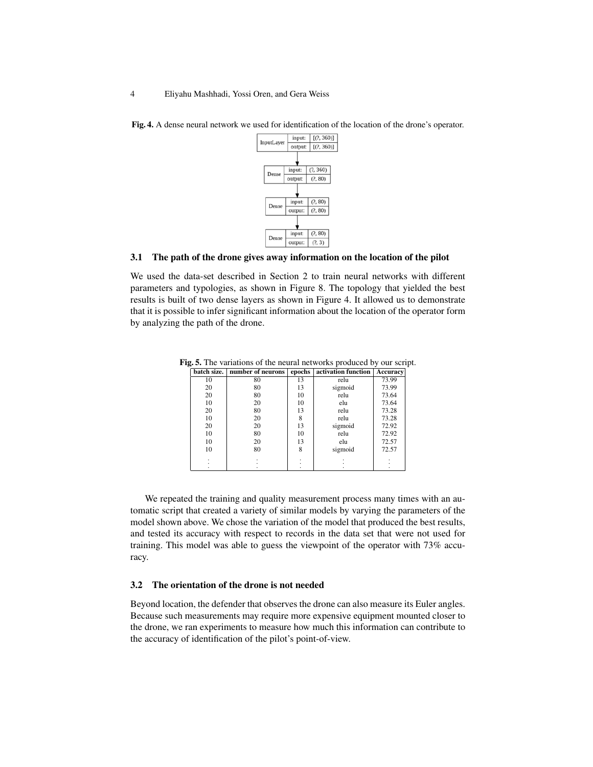**Fig. 4.** A dense neural network we used for identification of the location of the drone's operator.

### 3.1 The path of the drone gives away information on the location of the pilot

We used the data-set described in Section 2 to train neural networks with different parameters and typologies, as shown in Figure 8. The topology that yielded the best results is built of two dense layers as shown in Figure 4. It allowed us to demonstrate that it is possible to infer significant information about the location of the operator form by analyzing the path of the drone.

**Fig. 5.** The variations of the neural networks produced by our script.

| batch size. | number of neurons | epochs | activation function | Accuracy |
|---|---|---|---|---|
| 10 | 80 | 13 | relu | 73.99 |
| 20 | 80 | 13 | sigmoid | 73.99 |
| 20 | 80 | 10 | relu | 73.64 |
| 10 | 20 | 10 | elu | 73.64 |
| 20 | 80 | 13 | relu | 73.28 |
| 10 | 20 | 8 | relu | 73.28 |
| 20 | 20 | 13 | sigmoid | 72.92 |
| 10 | 80 | 10 | relu | 72.92 |
| 10 | 20 | 13 | elu | 72.57 |
| 10 | 80 | 8 | sigmoid | 72.57 |
| ⋮ | ⋮ | ⋮ | ⋮ | ⋮ |

We repeated the training and quality measurement process many times with an automatic script that created a variety of similar models by varying the parameters of the model shown above. We chose the variation of the model that produced the best results, and tested its accuracy with respect to records in the data set that were not used for training. This model was able to guess the viewpoint of the operator with 73% accuracy.

### 3.2 The orientation of the drone is not needed

Beyond location, the defender that observes the drone can also measure its Euler angles. Because such measurements may require more expensive equipment mounted closer to the drone, we ran experiments to measure how much this information can contribute to the accuracy of identification of the pilot's point-of-view.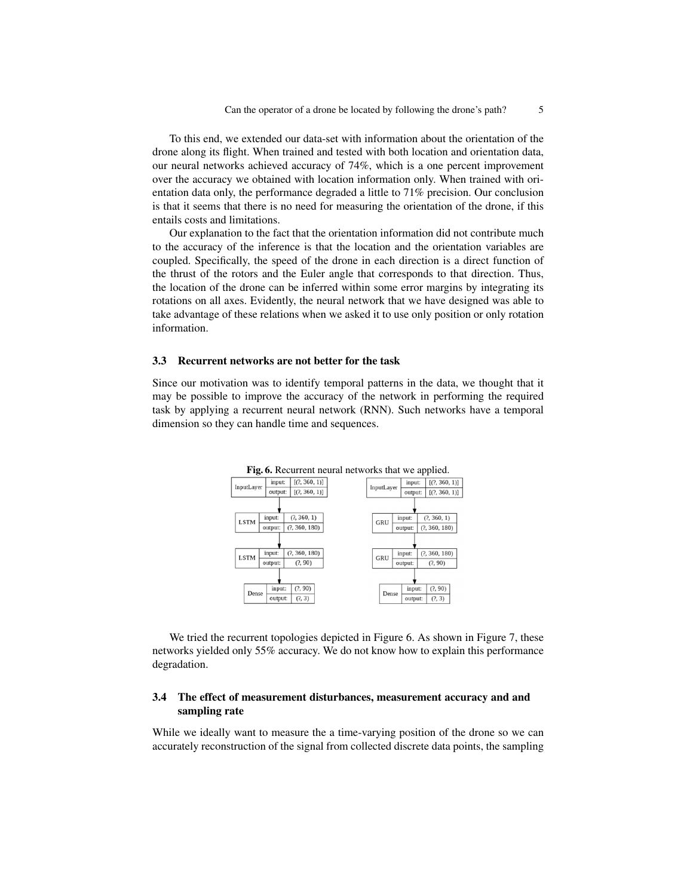To this end, we extended our data-set with information about the orientation of the drone along its flight. When trained and tested with both location and orientation data, our neural networks achieved accuracy of 74%, which is a one percent improvement over the accuracy we obtained with location information only. When trained with orientation data only, the performance degraded a little to 71% precision. Our conclusion is that it seems that there is no need for measuring the orientation of the drone, if this entails costs and limitations.

Our explanation to the fact that the orientation information did not contribute much to the accuracy of the inference is that the location and the orientation variables are coupled. Specifically, the speed of the drone in each direction is a direct function of the thrust of the rotors and the Euler angle that corresponds to that direction. Thus, the location of the drone can be inferred within some error margins by integrating its rotations on all axes. Evidently, the neural network that we have designed was able to take advantage of these relations when we asked it to use only position or only rotation information.

### 3.3 Recurrent networks are not better for the task

Since our motivation was to identify temporal patterns in the data, we thought that it may be possible to improve the accuracy of the network in performing the required task by applying a recurrent neural network (RNN). Such networks have a temporal dimension so they can handle time and sequences.

**Fig. 6.** Recurrent neural networks that we applied.

| Layer | input | output |
|---|---|---|
| InputLayer | [(?, 360, 1)] | [(?, 360, 1)] |
| LSTM | (?, 360, 1) | (?, 360, 180) |
| LSTM | (?, 360, 180) | (?, 90) |
| Dense | (?, 90) | (?, 3) |

| Layer | input | output |
|---|---|---|
| InputLayer | [(?, 360, 1)] | [(?, 360, 1)] |
| GRU | (?, 360, 1) | (?, 360, 180) |
| GRU | (?, 360, 180) | (?, 90) |
| Dense | (?, 90) | (?, 3) |

We tried the recurrent topologies depicted in Figure 6. As shown in Figure 7, these networks yielded only 55% accuracy. We do not know how to explain this performance degradation.

### 3.4 The effect of measurement disturbances, measurement accuracy and and sampling rate

While we ideally want to measure the a time-varying position of the drone so we can accurately reconstruction of the signal from collected discrete data points, the sampling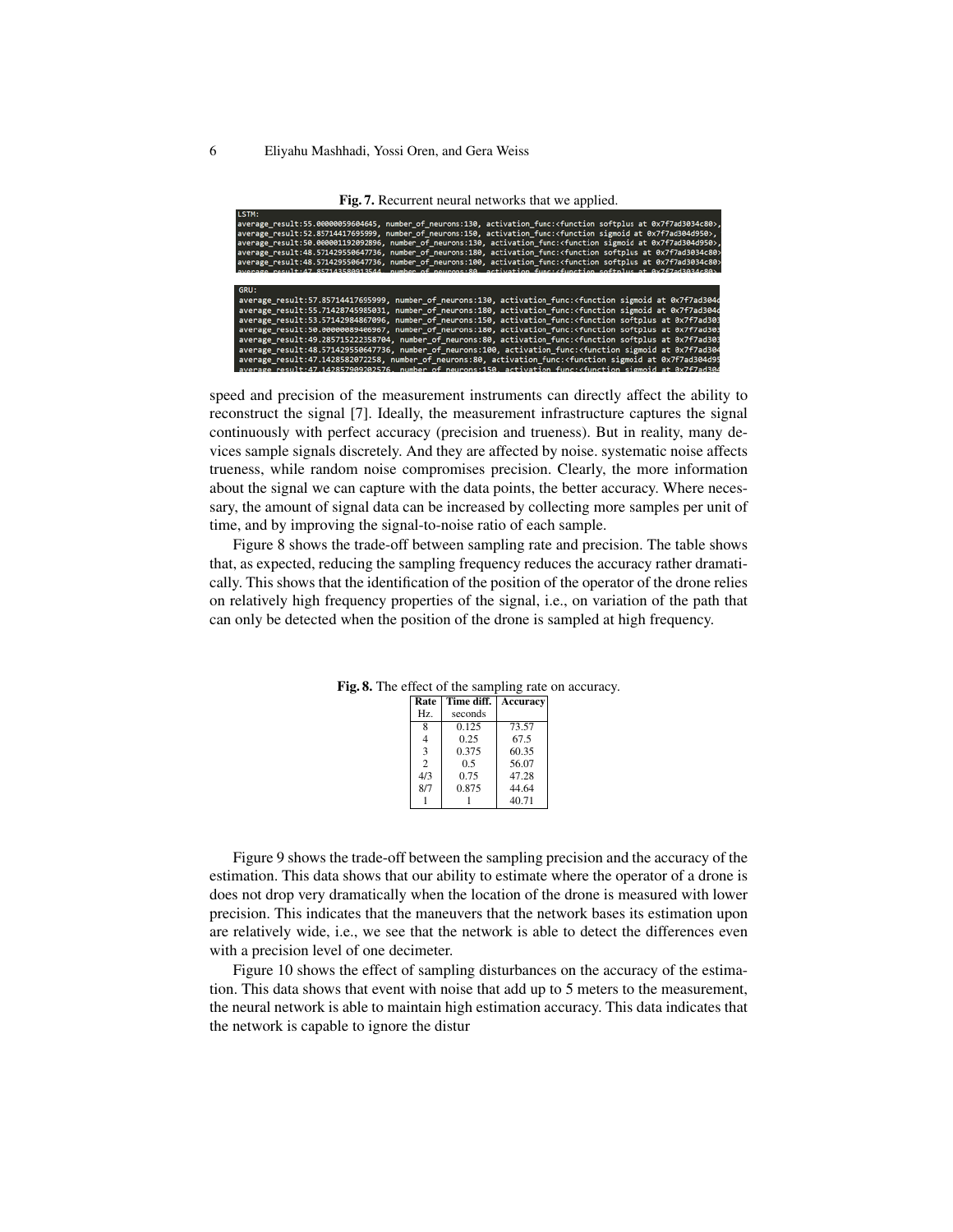**Fig. 7.** Recurrent neural networks that we applied.

```
LSTM:
average_result:55.0000059604645, number_of_neurons:130, activation_func:<function softplus at 0x7f7ad3034c80>,
average_result:52.85714417695999, number_of_neurons:150, activation_func:<function sigmoid at 0x7f7ad304d950>,
average_result:50.00001192092896, number_of_neurons:130, activation_func:<function sigmoid at 0x7f7ad304d950>,
average_result:48.571429550647736, number_of_neurons:180, activation_func:<function softplus at 0x7f7ad3034c80>
average_result:48.571429550647736, number_of_neurons:100, activation_func:<function softplus at 0x7f7ad3034c80>
average_result:47.857143580913544, number_of_neurons:80, activation_func:<function softplus at 0x7f7ad3034c80>

GRU:
average_result:57.85714417695999, number_of_neurons:130, activation_func:<function sigmoid at 0x7f7ad304d
average_result:55.71428745985031, number_of_neurons:180, activation_func:<function sigmoid at 0x7f7ad304d
average_result:53.57142984867096, number_of_neurons:150, activation_func:<function softplus at 0x7f7ad303
average_result:50.00000089406967, number_of_neurons:180, activation_func:<function softplus at 0x7f7ad303
average_result:49.285715222358704, number_of_neurons:80, activation_func:<function softplus at 0x7f7ad303
average_result:48.571429550647736, number_of_neurons:100, activation_func:<function sigmoid at 0x7f7ad304
average_result:47.1428582072258, number_of_neurons:80, activation_func:<function sigmoid at 0x7f7ad304d95
average_result:47.142857909202576, number_of_neurons:150, activation_func:<function sigmoid at 0x7f7ad304
```

speed and precision of the measurement instruments can directly affect the ability to reconstruct the signal [7]. Ideally, the measurement infrastructure captures the signal continuously with perfect accuracy (precision and trueness). But in reality, many devices sample signals discretely. And they are affected by noise. systematic noise affects trueness, while random noise compromises precision. Clearly, the more information about the signal we can capture with the data points, the better accuracy. Where necessary, the amount of signal data can be increased by collecting more samples per unit of time, and by improving the signal-to-noise ratio of each sample.

Figure 8 shows the trade-off between sampling rate and precision. The table shows that, as expected, reducing the sampling frequency reduces the accuracy rather dramatically. This shows that the identification of the position of the operator of the drone relies on relatively high frequency properties of the signal, i.e., on variation of the path that can only be detected when the position of the drone is sampled at high frequency.

**Fig. 8.** The effect of the sampling rate on accuracy.

| Rate Hz. | Time diff. seconds | Accuracy |
|---|---|---|
| 8 | 0.125 | 73.57 |
| 4 | 0.25 | 67.5 |
| 3 | 0.375 | 60.35 |
| 2 | 0.5 | 56.07 |
| 4/3 | 0.75 | 47.28 |
| 8/7 | 0.875 | 44.64 |
| 1 | 1 | 40.71 |

Figure 9 shows the trade-off between the sampling precision and the accuracy of the estimation. This data shows that our ability to estimate where the operator of a drone is does not drop very dramatically when the location of the drone is measured with lower precision. This indicates that the maneuvers that the network bases its estimation upon are relatively wide, i.e., we see that the network is able to detect the differences even with a precision level of one decimeter.

Figure 10 shows the effect of sampling disturbances on the accuracy of the estimation. This data shows that event with noise that add up to 5 meters to the measurement, the neural network is able to maintain high estimation accuracy. This data indicates that the network is capable to ignore the distur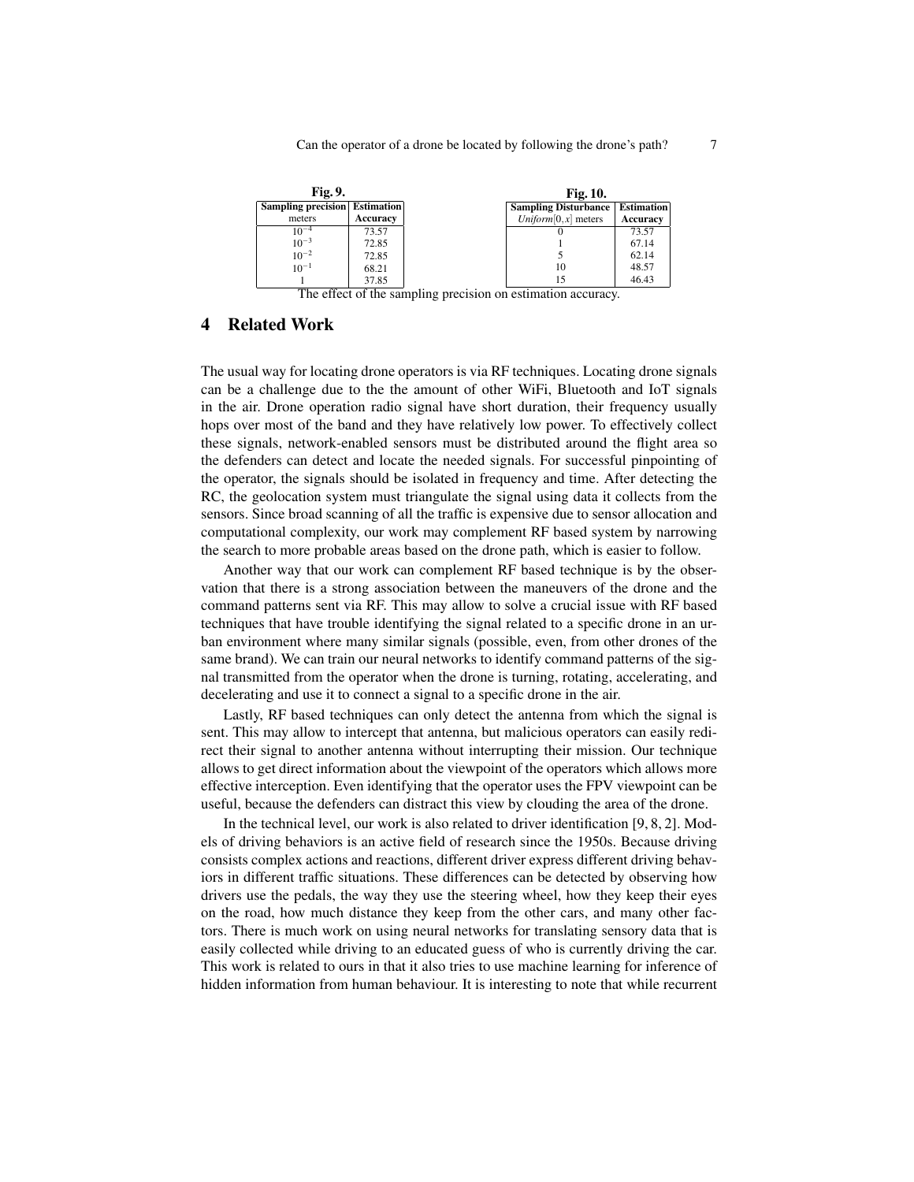**Fig. 9.**

| Sampling precision meters | Estimation Accuracy |
|---|---|
| $10^{-4}$ | 73.57 |
| $10^{-3}$ | 72.85 |
| $10^{-2}$ | 72.85 |
| $10^{-1}$ | 68.21 |
| 1 | 37.85 |

**Fig. 10.**

| Sampling Disturbance *Uniform*$[0,x]$ meters | Estimation Accuracy |
|---|---|
| 0 | 73.57 |
| 1 | 67.14 |
| 5 | 62.14 |
| 10 | 48.57 |
| 15 | 46.43 |

The effect of the sampling precision on estimation accuracy.

## 4 Related Work

The usual way for locating drone operators is via RF techniques. Locating drone signals can be a challenge due to the the amount of other WiFi, Bluetooth and IoT signals in the air. Drone operation radio signal have short duration, their frequency usually hops over most of the band and they have relatively low power. To effectively collect these signals, network-enabled sensors must be distributed around the flight area so the defenders can detect and locate the needed signals. For successful pinpointing of the operator, the signals should be isolated in frequency and time. After detecting the RC, the geolocation system must triangulate the signal using data it collects from the sensors. Since broad scanning of all the traffic is expensive due to sensor allocation and computational complexity, our work may complement RF based system by narrowing the search to more probable areas based on the drone path, which is easier to follow.

Another way that our work can complement RF based technique is by the observation that there is a strong association between the maneuvers of the drone and the command patterns sent via RF. This may allow to solve a crucial issue with RF based techniques that have trouble identifying the signal related to a specific drone in an urban environment where many similar signals (possible, even, from other drones of the same brand). We can train our neural networks to identify command patterns of the signal transmitted from the operator when the drone is turning, rotating, accelerating, and decelerating and use it to connect a signal to a specific drone in the air.

Lastly, RF based techniques can only detect the antenna from which the signal is sent. This may allow to intercept that antenna, but malicious operators can easily redirect their signal to another antenna without interrupting their mission. Our technique allows to get direct information about the viewpoint of the operators which allows more effective interception. Even identifying that the operator uses the FPV viewpoint can be useful, because the defenders can distract this view by clouding the area of the drone.

In the technical level, our work is also related to driver identification [9, 8, 2]. Models of driving behaviors is an active field of research since the 1950s. Because driving consists complex actions and reactions, different driver express different driving behaviors in different traffic situations. These differences can be detected by observing how drivers use the pedals, the way they use the steering wheel, how they keep their eyes on the road, how much distance they keep from the other cars, and many other factors. There is much work on using neural networks for translating sensory data that is easily collected while driving to an educated guess of who is currently driving the car. This work is related to ours in that it also tries to use machine learning for inference of hidden information from human behaviour. It is interesting to note that while recurrent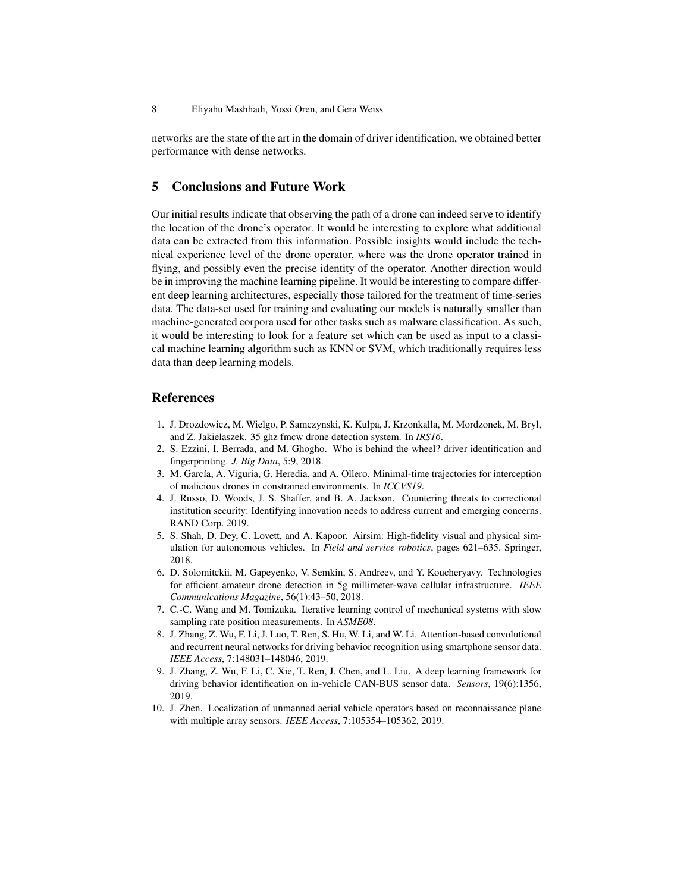networks are the state of the art in the domain of driver identification, we obtained better performance with dense networks.

## 5 Conclusions and Future Work

Our initial results indicate that observing the path of a drone can indeed serve to identify the location of the drone's operator. It would be interesting to explore what additional data can be extracted from this information. Possible insights would include the technical experience level of the drone operator, where was the drone operator trained in flying, and possibly even the precise identity of the operator. Another direction would be in improving the machine learning pipeline. It would be interesting to compare different deep learning architectures, especially those tailored for the treatment of time-series data. The data-set used for training and evaluating our models is naturally smaller than machine-generated corpora used for other tasks such as malware classification. As such, it would be interesting to look for a feature set which can be used as input to a classical machine learning algorithm such as KNN or SVM, which traditionally requires less data than deep learning models.

## References

1. J. Drozdowicz, M. Wielgo, P. Samczynski, K. Kulpa, J. Krzonkalla, M. Mordzonek, M. Bryl, and Z. Jakielaszek. 35 ghz fmcw drone detection system. In *IRS16*.
2. S. Ezzini, I. Berrada, and M. Ghogho. Who is behind the wheel? driver identification and fingerprinting. *J. Big Data*, 5:9, 2018.
3. M. García, A. Viguria, G. Heredia, and A. Ollero. Minimal-time trajectories for interception of malicious drones in constrained environments. In *ICCVS19*.
4. J. Russo, D. Woods, J. S. Shaffer, and B. A. Jackson. Countering threats to correctional institution security: Identifying innovation needs to address current and emerging concerns. RAND Corp. 2019.
5. S. Shah, D. Dey, C. Lovett, and A. Kapoor. Airsim: High-fidelity visual and physical simulation for autonomous vehicles. In *Field and service robotics*, pages 621–635. Springer, 2018.
6. D. Solomitckii, M. Gapeyenko, V. Semkin, S. Andreev, and Y. Koucheryavy. Technologies for efficient amateur drone detection in 5g millimeter-wave cellular infrastructure. *IEEE Communications Magazine*, 56(1):43–50, 2018.
7. C.-C. Wang and M. Tomizuka. Iterative learning control of mechanical systems with slow sampling rate position measurements. In *ASME08*.
8. J. Zhang, Z. Wu, F. Li, J. Luo, T. Ren, S. Hu, W. Li, and W. Li. Attention-based convolutional and recurrent neural networks for driving behavior recognition using smartphone sensor data. *IEEE Access*, 7:148031–148046, 2019.
9. J. Zhang, Z. Wu, F. Li, C. Xie, T. Ren, J. Chen, and L. Liu. A deep learning framework for driving behavior identification on in-vehicle CAN-BUS sensor data. *Sensors*, 19(6):1356, 2019.
10. J. Zhen. Localization of unmanned aerial vehicle operators based on reconnaissance plane with multiple array sensors. *IEEE Access*, 7:105354–105362, 2019.